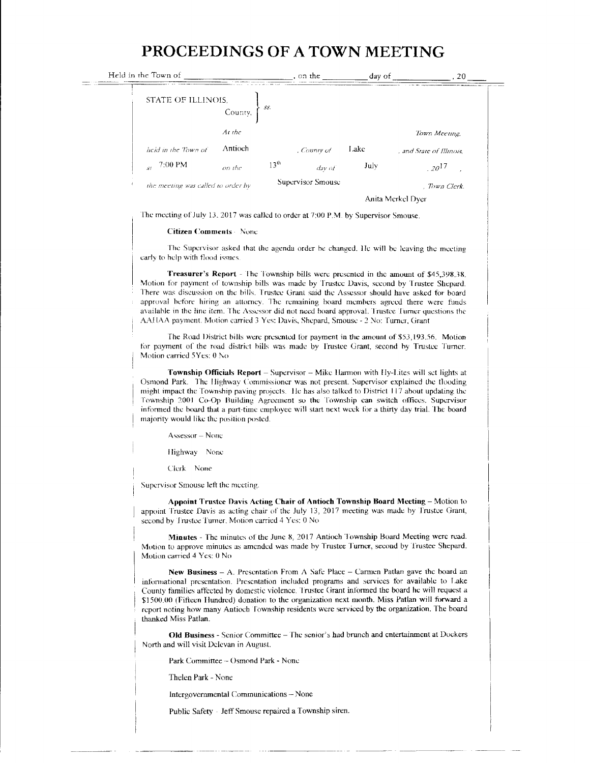# PROCEEDINGS OF A TOWN MEETING

Held in the Town of ______________, on the ______ day of ______________, 20 ____

STATE OF ILLINOIS, County, } ss.

*At the* Town Meeting, *held in the Town of* Antioch, *County of* Lake, *and State of Illinois, at* 7:00 PM *on the* 13th *day of* July, 2017, *the meeting was called to order by* Supervisor Smouse, *Town Clerk.* Anita Merkel Dyer

The meeting of July 13, 2017 was called to order at 7:00 P.M. by Supervisor Smouse.

**Citizen Comments** - None

The Supervisor asked that the agenda order be changed. He will be leaving the meeting early to help with flood issues.

**Treasurer's Report** - The Township bills were presented in the amount of $45,398.38. Motion for payment of township bills was made by Trustee Davis, second by Trustee Shepard. There was discussion on the bills. Trustee Grant said the Assessor should have asked for board approval before hiring an attorney. The remaining board members agreed there were funds available in the line item. The Assessor did not need board approval. Trustee Turner questions the AAHAA payment. Motion carried 3 Yes: Davis, Shepard, Smouse - 2 No: Turner, Grant

The Road District bills were presented for payment in the amount of $53,193.56. Motion for payment of the road district bills was made by Trustee Grant, second by Trustee Turner. Motion carried 5Yes: 0 No

**Township Officials Report** – Supervisor – Mike Harmon with Hy-Lites will set lights at Osmond Park. The Highway Commissioner was not present. Supervisor explained the flooding might impact the Township paving projects. He has also talked to District 117 about updating the Township 2001 Co-Op Building Agreement so the Township can switch offices. Supervisor informed the board that a part-time employee will start next week for a thirty day trial. The board majority would like the position posted.

Assessor – None

Highway None

Clerk None

Supervisor Smouse left the meeting.

**Appoint Trustee Davis Acting Chair of Antioch Township Board Meeting** – Motion to appoint Trustee Davis as acting chair of the July 13, 2017 meeting was made by Trustee Grant, second by Trustee Turner. Motion carried 4 Yes: 0 No

**Minutes** - The minutes of the June 8, 2017 Antioch Township Board Meeting were read. Motion to approve minutes as amended was made by Trustee Turner, second by Trustee Shepard. Motion carried 4 Yes: 0 No

**New Business** – A. Presentation From A Safe Place – Carmen Patlan gave the board an informational presentation. Presentation included programs and services for available to Lake County families affected by domestic violence. Trustee Grant informed the board he will request a $1500.00 (Fifteen Hundred) donation to the organization next month. Miss Patlan will forward a report noting how many Antioch Township residents were serviced by the organization. The board thanked Miss Patlan.

**Old Business** - Senior Committee – The senior's had brunch and entertainment at Dockers North and will visit Delevan in August.

Park Committee – Osmond Park - None

Thelen Park - None

Intergovernmental Communications – None

Public Safety - Jeff Smouse repaired a Township siren.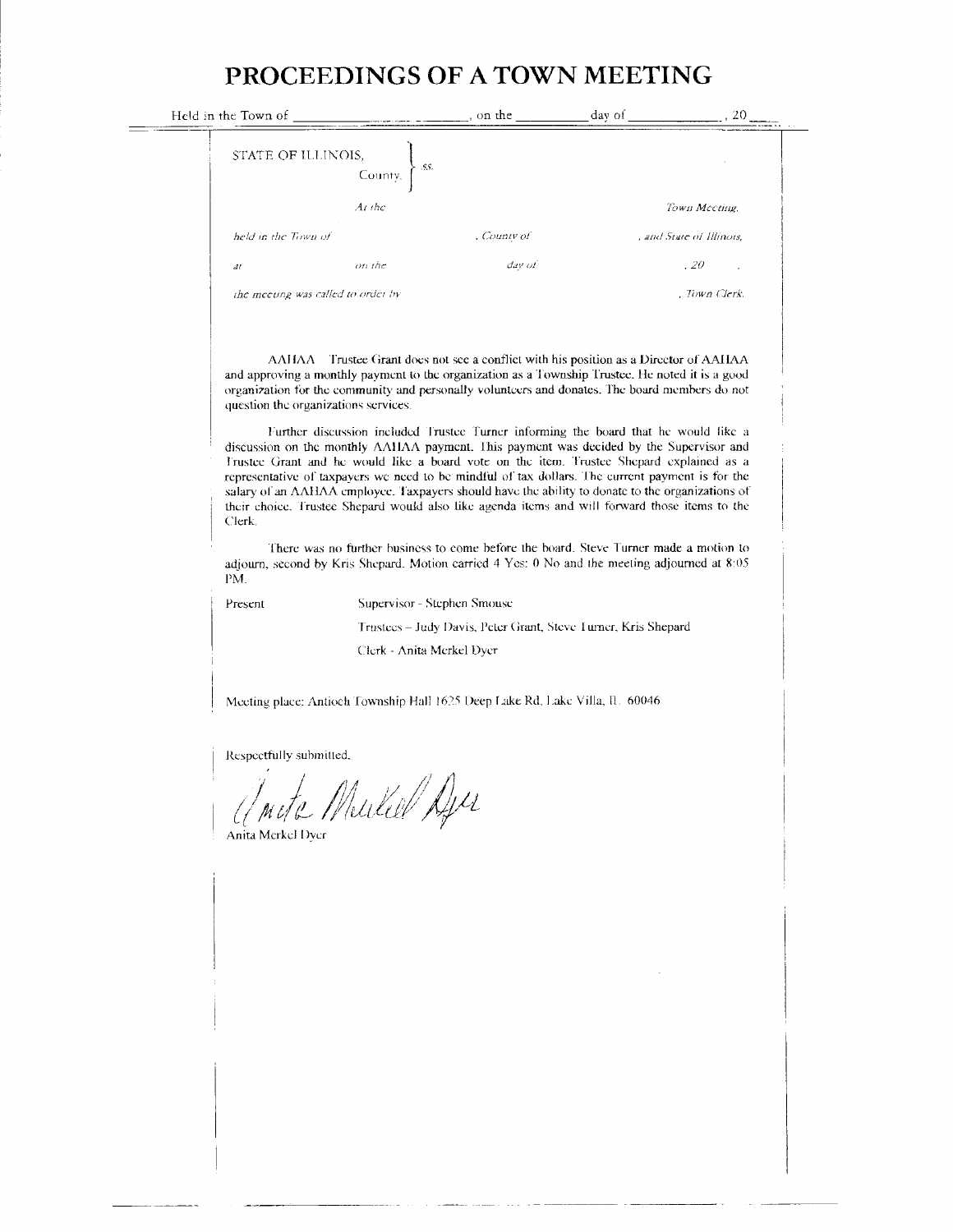# PROCEEDINGS OF A TOWN MEETING

Held in the Town of \_\_\_\_\_\_\_\_\_\_\_\_\_\_\_\_\_\_\_\_, on the \_\_\_\_\_\_\_\_\_\_ day of \_\_\_\_\_\_\_\_\_\_\_\_\_\_, 20\_\_\_

STATE OF ILLINOIS, County. } ss.

*At the* *Town Meeting,*

*held in the Town of* *, County of* *, and State of Illinois,*

*at* *on the* *day of* *, 20* *.*

*the meeting was called to order by* *, Town Clerk.*

AAHAA Trustee Grant does not see a conflict with his position as a Director of AAHAA and approving a monthly payment to the organization as a Township Trustee. He noted it is a good organization for the community and personally volunteers and donates. The board members do not question the organizations services.

Further discussion included Trustee Turner informing the board that he would like a discussion on the monthly AAHAA payment. This payment was decided by the Supervisor and Trustee Grant and he would like a board vote on the item. Trustee Shepard explained as a representative of taxpayers we need to be mindful of tax dollars. The current payment is for the salary of an AAHAA employee. Taxpayers should have the ability to donate to the organizations of their choice. Trustee Shepard would also like agenda items and will forward those items to the Clerk.

There was no further business to come before the board. Steve Turner made a motion to adjourn, second by Kris Shepard. Motion carried 4 Yes: 0 No and the meeting adjourned at 8:05 PM.

Present Supervisor - Stephen Smouse

Trustees – Judy Davis, Peter Grant, Steve Turner, Kris Shepard

Clerk - Anita Merkel Dyer

Meeting place: Antioch Township Hall 1625 Deep Lake Rd, Lake Villa, IL 60046

Respectfully submitted,

Anita Merkel Dyer

Anita Merkel Dyer